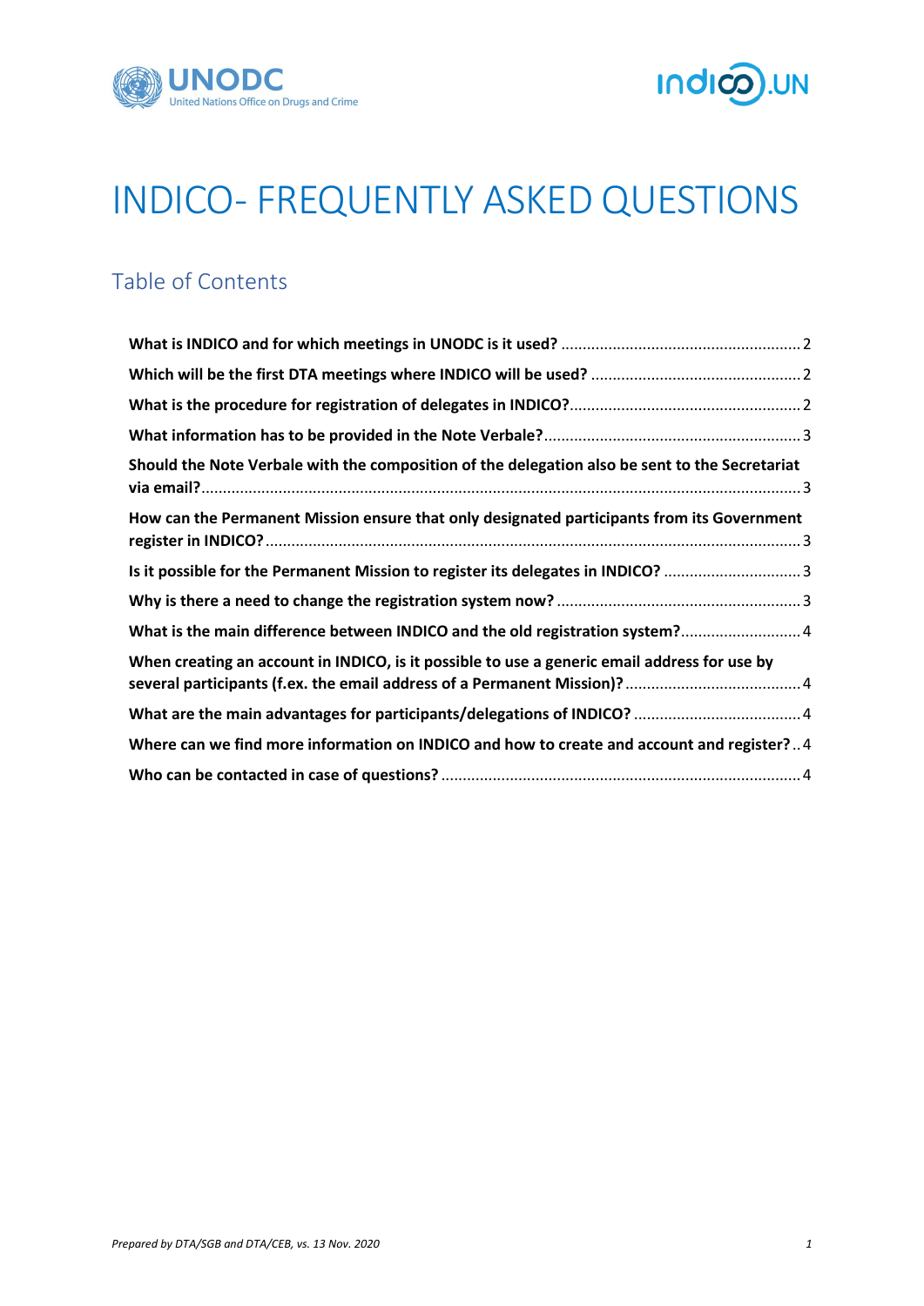# INDICO- FREQUENTLY ASKED QUESTIONS

## Table of Contents

**What is INDICO and for which meetings in UNODC is it used?** .......... 2

**Which will be the first DTA meetings where INDICO will be used?** .......... 2

**What is the procedure for registration of delegates in INDICO?** .......... 2

**What information has to be provided in the Note Verbale?** .......... 3

**Should the Note Verbale with the composition of the delegation also be sent to the Secretariat via email?** .......... 3

**How can the Permanent Mission ensure that only designated participants from its Government register in INDICO?** .......... 3

**Is it possible for the Permanent Mission to register its delegates in INDICO?** .......... 3

**Why is there a need to change the registration system now?** .......... 3

**What is the main difference between INDICO and the old registration system?** .......... 4

**When creating an account in INDICO, is it possible to use a generic email address for use by several participants (f.ex. the email address of a Permanent Mission)?** .......... 4

**What are the main advantages for participants/delegations of INDICO?** .......... 4

**Where can we find more information on INDICO and how to create and account and register?** .......... 4

**Who can be contacted in case of questions?** .......... 4

*Prepared by DTA/SGB and DTA/CEB, vs. 13 Nov. 2020*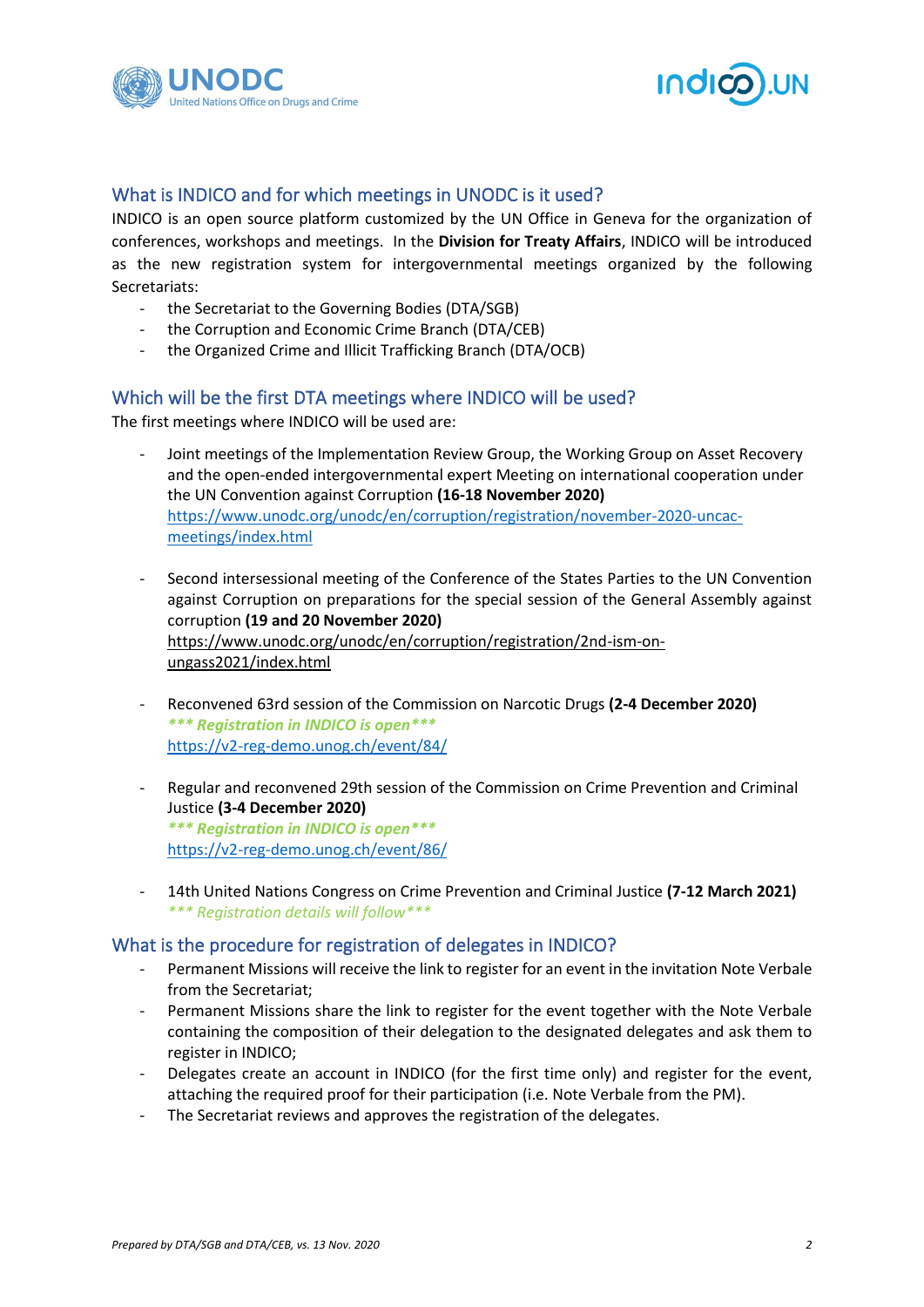## What is INDICO and for which meetings in UNODC is it used?

INDICO is an open source platform customized by the UN Office in Geneva for the organization of conferences, workshops and meetings. In the **Division for Treaty Affairs**, INDICO will be introduced as the new registration system for intergovernmental meetings organized by the following Secretariats:

- the Secretariat to the Governing Bodies (DTA/SGB)
- the Corruption and Economic Crime Branch (DTA/CEB)
- the Organized Crime and Illicit Trafficking Branch (DTA/OCB)

## Which will be the first DTA meetings where INDICO will be used?

The first meetings where INDICO will be used are:

- Joint meetings of the Implementation Review Group, the Working Group on Asset Recovery and the open-ended intergovernmental expert Meeting on international cooperation under the UN Convention against Corruption **(16-18 November 2020)**
  https://www.unodc.org/unodc/en/corruption/registration/november-2020-uncac-meetings/index.html

- Second intersessional meeting of the Conference of the States Parties to the UN Convention against Corruption on preparations for the special session of the General Assembly against corruption **(19 and 20 November 2020)**
  https://www.unodc.org/unodc/en/corruption/registration/2nd-ism-on-ungass2021/index.html

- Reconvened 63rd session of the Commission on Narcotic Drugs **(2-4 December 2020)**
  ***\*\*\* Registration in INDICO is open \*\*\****
  https://v2-reg-demo.unog.ch/event/84/

- Regular and reconvened 29th session of the Commission on Crime Prevention and Criminal Justice **(3-4 December 2020)**
  ***\*\*\* Registration in INDICO is open \*\*\****
  https://v2-reg-demo.unog.ch/event/86/

- 14th United Nations Congress on Crime Prevention and Criminal Justice **(7-12 March 2021)**
  *\*\*\* Registration details will follow \*\*\**

## What is the procedure for registration of delegates in INDICO?

- Permanent Missions will receive the link to register for an event in the invitation Note Verbale from the Secretariat;
- Permanent Missions share the link to register for the event together with the Note Verbale containing the composition of their delegation to the designated delegates and ask them to register in INDICO;
- Delegates create an account in INDICO (for the first time only) and register for the event, attaching the required proof for their participation (i.e. Note Verbale from the PM).
- The Secretariat reviews and approves the registration of the delegates.

*Prepared by DTA/SGB and DTA/CEB, vs. 13 Nov. 2020*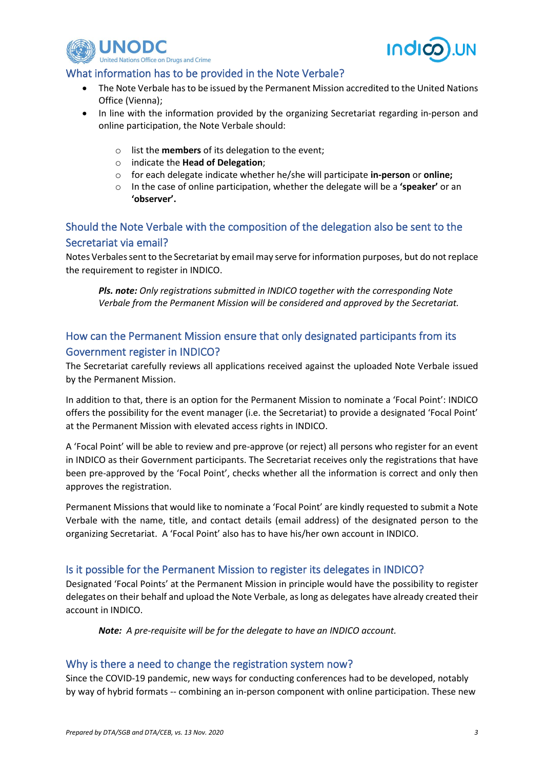## What information has to be provided in the Note Verbale?

- The Note Verbale has to be issued by the Permanent Mission accredited to the United Nations Office (Vienna);
- In line with the information provided by the organizing Secretariat regarding in-person and online participation, the Note Verbale should:
  - list the **members** of its delegation to the event;
  - indicate the **Head of Delegation**;
  - for each delegate indicate whether he/she will participate **in-person** or **online;**
  - In the case of online participation, whether the delegate will be a **'speaker'** or an **'observer'.**

## Should the Note Verbale with the composition of the delegation also be sent to the Secretariat via email?

Notes Verbales sent to the Secretariat by email may serve for information purposes, but do not replace the requirement to register in INDICO.

> ***Pls. note:*** *Only registrations submitted in INDICO together with the corresponding Note Verbale from the Permanent Mission will be considered and approved by the Secretariat.*

## How can the Permanent Mission ensure that only designated participants from its Government register in INDICO?

The Secretariat carefully reviews all applications received against the uploaded Note Verbale issued by the Permanent Mission.

In addition to that, there is an option for the Permanent Mission to nominate a 'Focal Point': INDICO offers the possibility for the event manager (i.e. the Secretariat) to provide a designated 'Focal Point' at the Permanent Mission with elevated access rights in INDICO.

A 'Focal Point' will be able to review and pre-approve (or reject) all persons who register for an event in INDICO as their Government participants. The Secretariat receives only the registrations that have been pre-approved by the 'Focal Point', checks whether all the information is correct and only then approves the registration.

Permanent Missions that would like to nominate a 'Focal Point' are kindly requested to submit a Note Verbale with the name, title, and contact details (email address) of the designated person to the organizing Secretariat. A 'Focal Point' also has to have his/her own account in INDICO.

## Is it possible for the Permanent Mission to register its delegates in INDICO?

Designated 'Focal Points' at the Permanent Mission in principle would have the possibility to register delegates on their behalf and upload the Note Verbale, as long as delegates have already created their account in INDICO.

> ***Note:*** *A pre-requisite will be for the delegate to have an INDICO account.*

## Why is there a need to change the registration system now?

Since the COVID-19 pandemic, new ways for conducting conferences had to be developed, notably by way of hybrid formats -- combining an in-person component with online participation. These new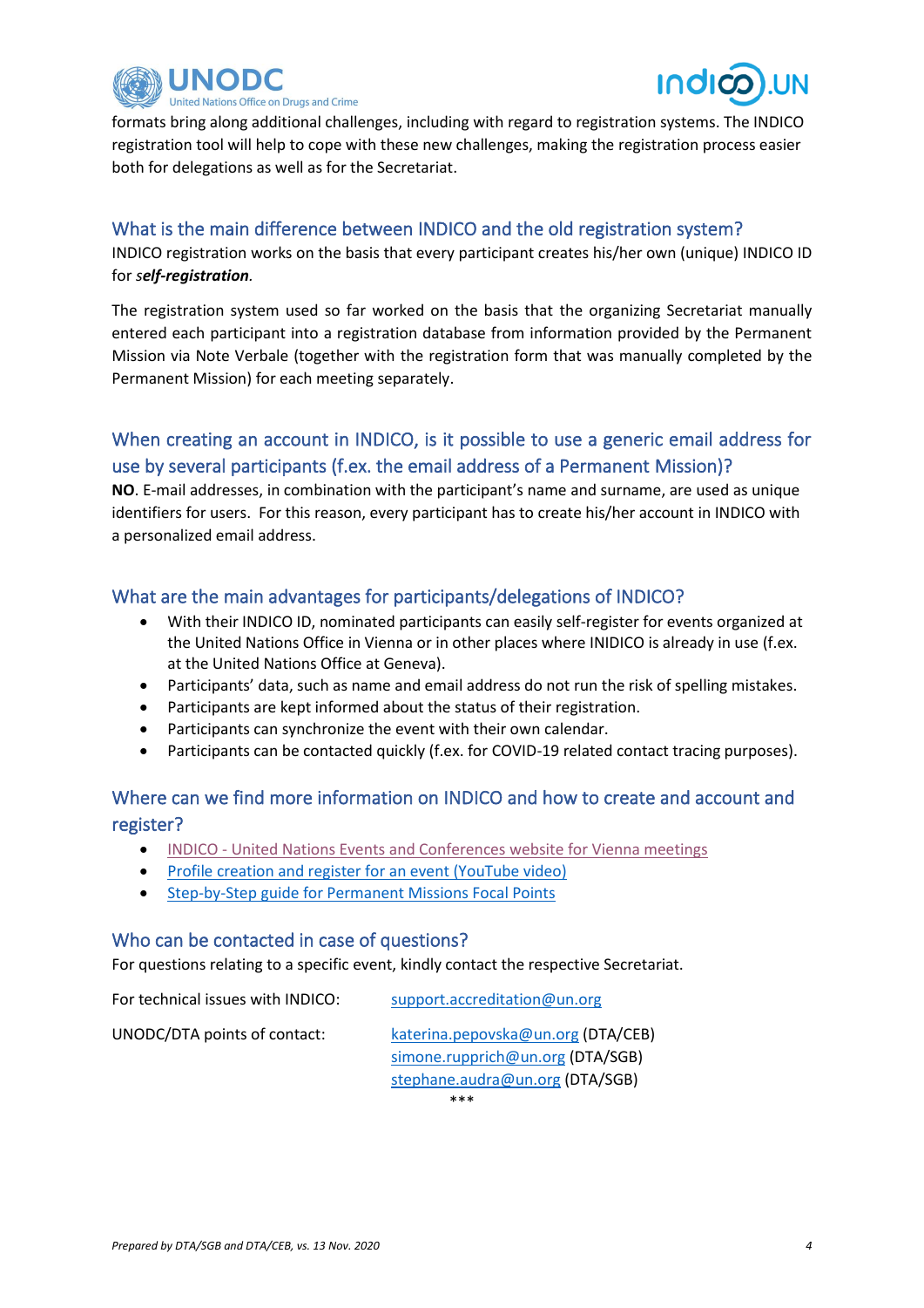formats bring along additional challenges, including with regard to registration systems. The INDICO registration tool will help to cope with these new challenges, making the registration process easier both for delegations as well as for the Secretariat.

## What is the main difference between INDICO and the old registration system?

INDICO registration works on the basis that every participant creates his/her own (unique) INDICO ID for ***self-registration***.

The registration system used so far worked on the basis that the organizing Secretariat manually entered each participant into a registration database from information provided by the Permanent Mission via Note Verbale (together with the registration form that was manually completed by the Permanent Mission) for each meeting separately.

## When creating an account in INDICO, is it possible to use a generic email address for use by several participants (f.ex. the email address of a Permanent Mission)?

**NO**. E-mail addresses, in combination with the participant's name and surname, are used as unique identifiers for users. For this reason, every participant has to create his/her account in INDICO with a personalized email address.

## What are the main advantages for participants/delegations of INDICO?

- With their INDICO ID, nominated participants can easily self-register for events organized at the United Nations Office in Vienna or in other places where INIDICO is already in use (f.ex. at the United Nations Office at Geneva).
- Participants' data, such as name and email address do not run the risk of spelling mistakes.
- Participants are kept informed about the status of their registration.
- Participants can synchronize the event with their own calendar.
- Participants can be contacted quickly (f.ex. for COVID-19 related contact tracing purposes).

## Where can we find more information on INDICO and how to create and account and register?

- INDICO - United Nations Events and Conferences website for Vienna meetings
- Profile creation and register for an event (YouTube video)
- Step-by-Step guide for Permanent Missions Focal Points

## Who can be contacted in case of questions?

For questions relating to a specific event, kindly contact the respective Secretariat.

For technical issues with INDICO: support.accreditation@un.org

UNODC/DTA points of contact:
katerina.pepovska@un.org (DTA/CEB)
simone.rupprich@un.org (DTA/SGB)
stephane.audra@un.org (DTA/SGB)

\*\*\*

*Prepared by DTA/SGB and DTA/CEB, vs. 13 Nov. 2020*